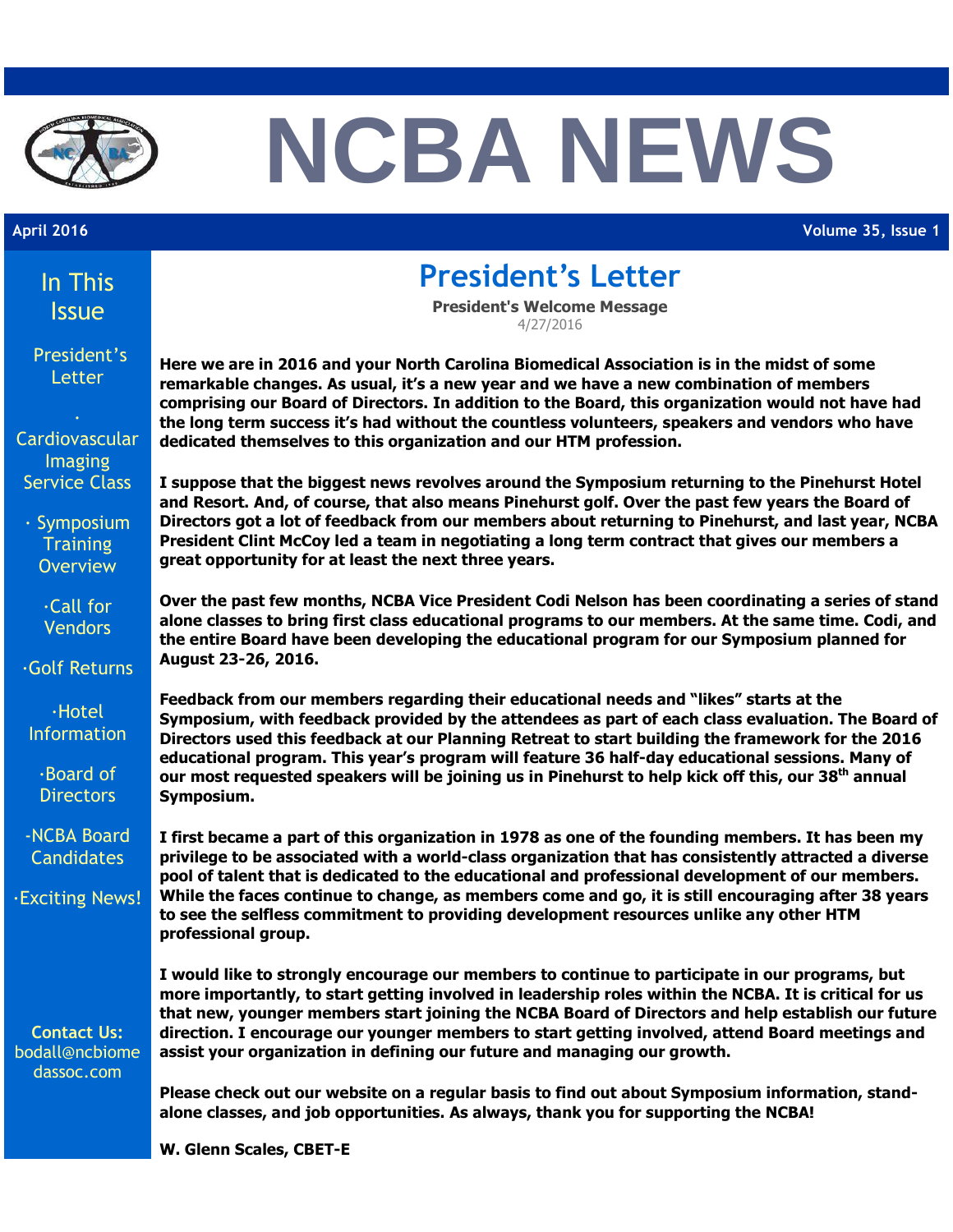# NCBA NEWS

April 2016 Volume 35, Issue 1

## In This Issue

- President's Letter
- Cardiovascular Imaging Service Class
- Symposium Training Overview
- Call for Vendors
- Golf Returns
- Hotel Information
- Board of Directors
- NCBA Board Candidates
- Exciting News!

**Contact Us:** bodall@ncbiomedassoc.com

# President's Letter

**President's Welcome Message**

4/27/2016

**Here we are in 2016 and your North Carolina Biomedical Association is in the midst of some remarkable changes. As usual, it's a new year and we have a new combination of members comprising our Board of Directors. In addition to the Board, this organization would not have had the long term success it's had without the countless volunteers, speakers and vendors who have dedicated themselves to this organization and our HTM profession.**

**I suppose that the biggest news revolves around the Symposium returning to the Pinehurst Hotel and Resort. And, of course, that also means Pinehurst golf. Over the past few years the Board of Directors got a lot of feedback from our members about returning to Pinehurst, and last year, NCBA President Clint McCoy led a team in negotiating a long term contract that gives our members a great opportunity for at least the next three years.**

**Over the past few months, NCBA Vice President Codi Nelson has been coordinating a series of stand alone classes to bring first class educational programs to our members. At the same time. Codi, and the entire Board have been developing the educational program for our Symposium planned for August 23-26, 2016.**

**Feedback from our members regarding their educational needs and "likes" starts at the Symposium, with feedback provided by the attendees as part of each class evaluation. The Board of Directors used this feedback at our Planning Retreat to start building the framework for the 2016 educational program. This year's program will feature 36 half-day educational sessions. Many of our most requested speakers will be joining us in Pinehurst to help kick off this, our 38th annual Symposium.**

**I first became a part of this organization in 1978 as one of the founding members. It has been my privilege to be associated with a world-class organization that has consistently attracted a diverse pool of talent that is dedicated to the educational and professional development of our members. While the faces continue to change, as members come and go, it is still encouraging after 38 years to see the selfless commitment to providing development resources unlike any other HTM professional group.**

**I would like to strongly encourage our members to continue to participate in our programs, but more importantly, to start getting involved in leadership roles within the NCBA. It is critical for us that new, younger members start joining the NCBA Board of Directors and help establish our future direction. I encourage our younger members to start getting involved, attend Board meetings and assist your organization in defining our future and managing our growth.**

**Please check out our website on a regular basis to find out about Symposium information, stand-alone classes, and job opportunities. As always, thank you for supporting the NCBA!**

**W. Glenn Scales, CBET-E**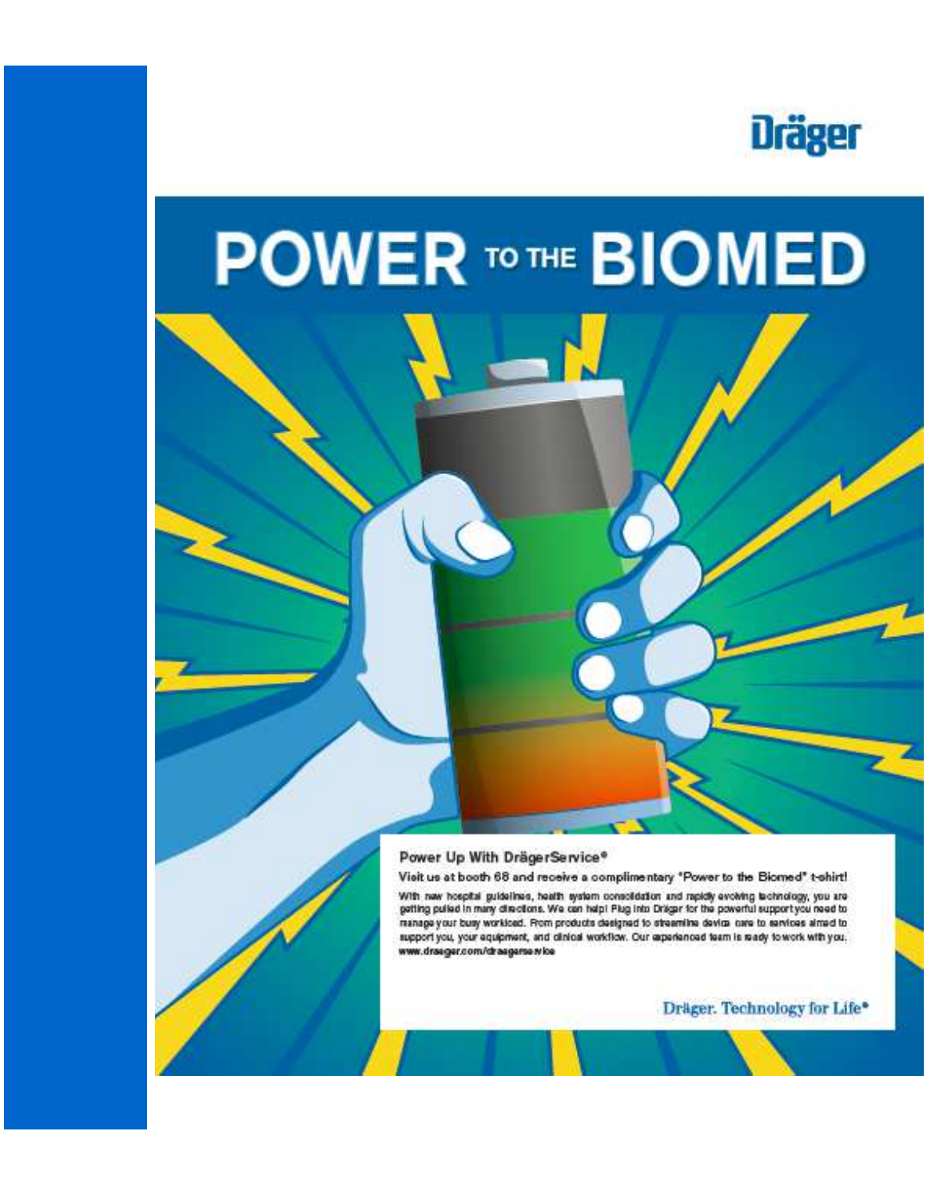Dräger

# POWER TO THE BIOMED

**Power Up With DrägerService®**

**Visit us at booth 68 and receive a complimentary "Power to the Biomed" t-shirt!**

With new hospital guidelines, health system consolidation and rapidly evolving technology, you are getting pulled in many directions. We can help! Plug into Dräger for the powerful support you need to manage your busy workload. From products designed to streamline device care to services aimed to support you, your equipment, and clinical workflow. Our experienced team is ready to work with you.
**www.draeger.com/draegerservice**

Dräger. Technology for Life®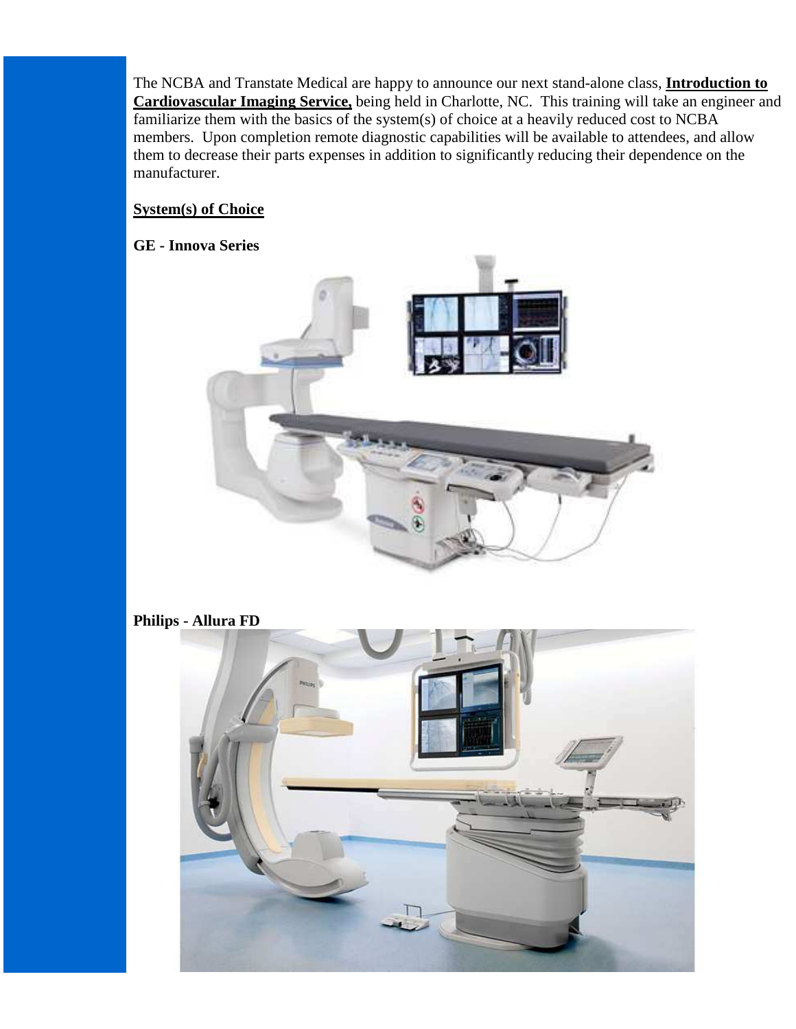The NCBA and Transtate Medical are happy to announce our next stand-alone class, **Introduction to Cardiovascular Imaging Service,** being held in Charlotte, NC. This training will take an engineer and familiarize them with the basics of the system(s) of choice at a heavily reduced cost to NCBA members. Upon completion remote diagnostic capabilities will be available to attendees, and allow them to decrease their parts expenses in addition to significantly reducing their dependence on the manufacturer.

**System(s) of Choice**

**GE - Innova Series**

**Philips - Allura FD**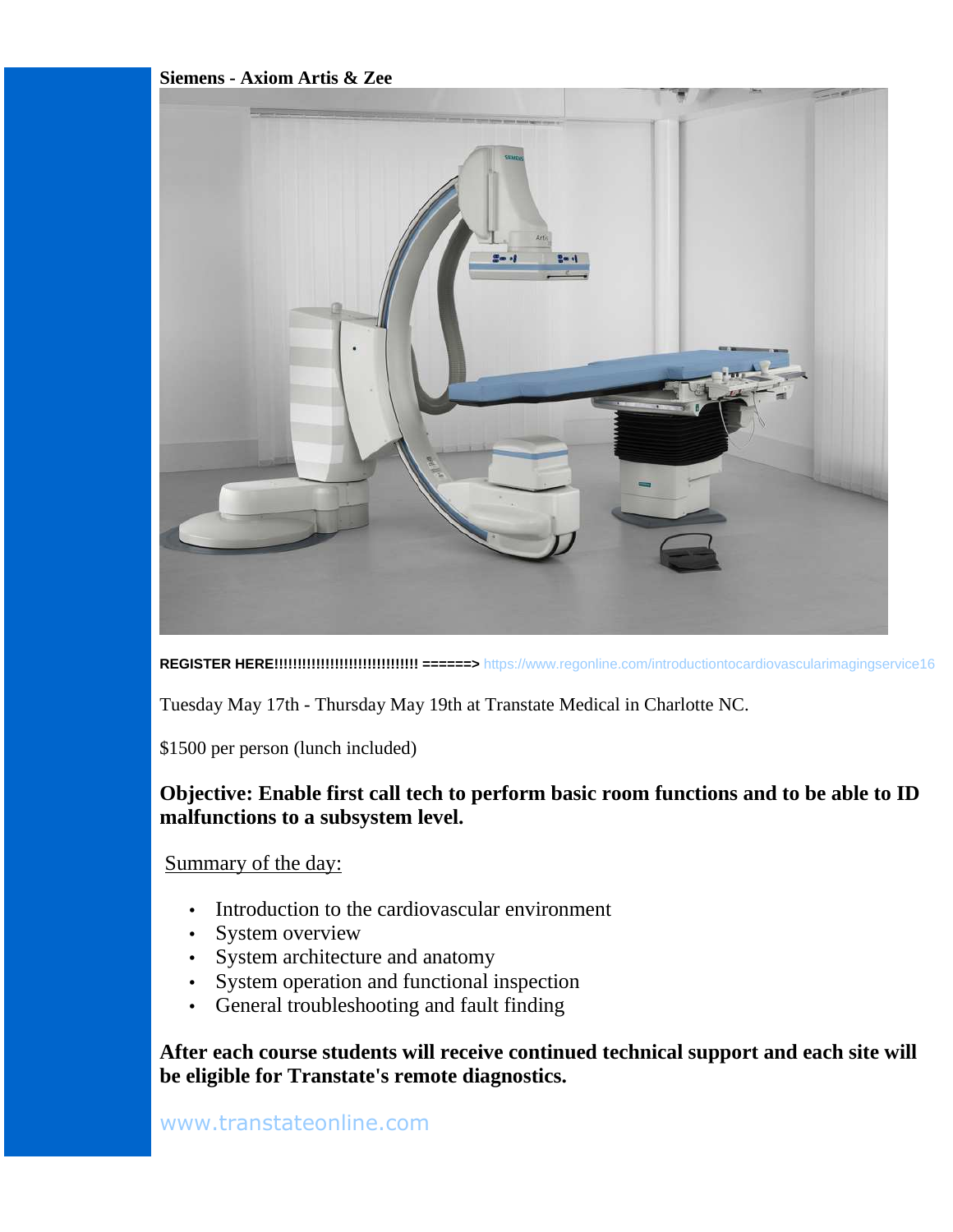**Siemens - Axiom Artis & Zee**

**REGISTER HERE!!!!!!!!!!!!!!!!!!!!!!!!!!!!!!! ======>** https://www.regonline.com/introductiontocardiovascularimagingservice16

Tuesday May 17th - Thursday May 19th at Transtate Medical in Charlotte NC.

$1500 per person (lunch included)

**Objective: Enable first call tech to perform basic room functions and to be able to ID malfunctions to a subsystem level.**

Summary of the day:

- Introduction to the cardiovascular environment
- System overview
- System architecture and anatomy
- System operation and functional inspection
- General troubleshooting and fault finding

**After each course students will receive continued technical support and each site will be eligible for Transtate's remote diagnostics.**

www.transtateonline.com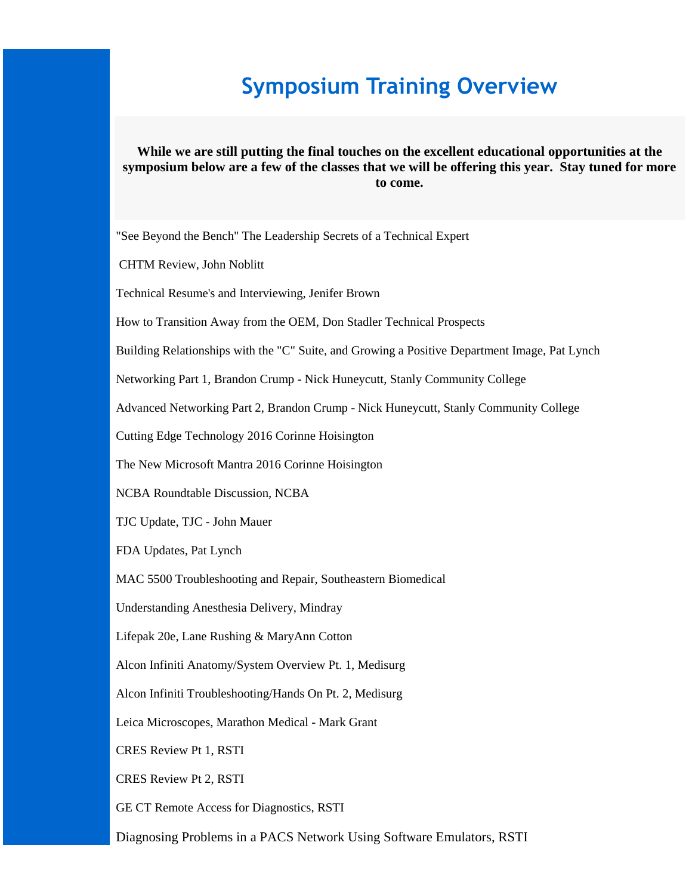# Symposium Training Overview

**While we are still putting the final touches on the excellent educational opportunities at the symposium below are a few of the classes that we will be offering this year. Stay tuned for more to come.**

"See Beyond the Bench" The Leadership Secrets of a Technical Expert

CHTM Review, John Noblitt

Technical Resume's and Interviewing, Jenifer Brown

How to Transition Away from the OEM, Don Stadler Technical Prospects

Building Relationships with the "C" Suite, and Growing a Positive Department Image, Pat Lynch

Networking Part 1, Brandon Crump - Nick Huneycutt, Stanly Community College

Advanced Networking Part 2, Brandon Crump - Nick Huneycutt, Stanly Community College

Cutting Edge Technology 2016 Corinne Hoisington

The New Microsoft Mantra 2016 Corinne Hoisington

NCBA Roundtable Discussion, NCBA

TJC Update, TJC - John Mauer

FDA Updates, Pat Lynch

MAC 5500 Troubleshooting and Repair, Southeastern Biomedical

Understanding Anesthesia Delivery, Mindray

Lifepak 20e, Lane Rushing & MaryAnn Cotton

Alcon Infiniti Anatomy/System Overview Pt. 1, Medisurg

Alcon Infiniti Troubleshooting/Hands On Pt. 2, Medisurg

Leica Microscopes, Marathon Medical - Mark Grant

CRES Review Pt 1, RSTI

CRES Review Pt 2, RSTI

GE CT Remote Access for Diagnostics, RSTI

Diagnosing Problems in a PACS Network Using Software Emulators, RSTI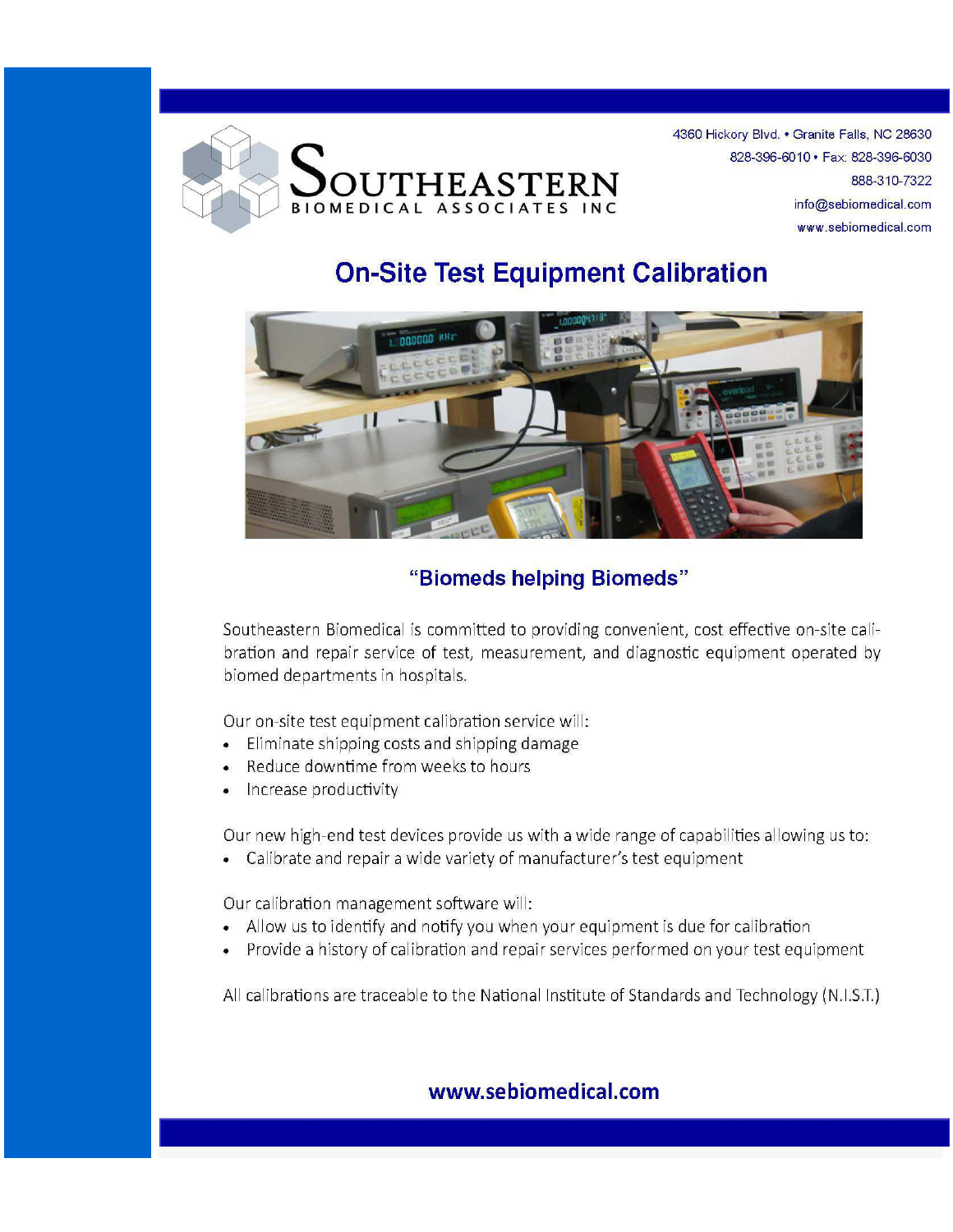Southeastern Biomedical Associates Inc

4360 Hickory Blvd. • Granite Falls, NC 28630
828-396-6010 • Fax: 828-396-6030
888-310-7322
info@sebiomedical.com
www.sebiomedical.com

# On-Site Test Equipment Calibration

## "Biomeds helping Biomeds"

Southeastern Biomedical is committed to providing convenient, cost effective on-site calibration and repair service of test, measurement, and diagnostic equipment operated by biomed departments in hospitals.

Our on-site test equipment calibration service will:

- Eliminate shipping costs and shipping damage
- Reduce downtime from weeks to hours
- Increase productivity

Our new high-end test devices provide us with a wide range of capabilities allowing us to:

- Calibrate and repair a wide variety of manufacturer's test equipment

Our calibration management software will:

- Allow us to identify and notify you when your equipment is due for calibration
- Provide a history of calibration and repair services performed on your test equipment

All calibrations are traceable to the National Institute of Standards and Technology (N.I.S.T.)

**www.sebiomedical.com**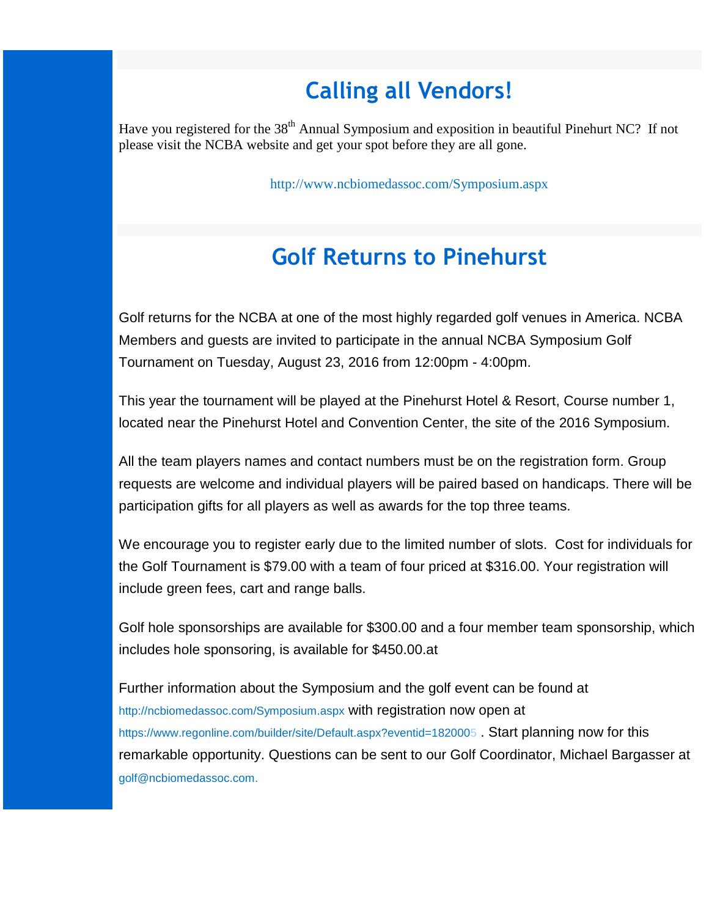## Calling all Vendors!

Have you registered for the 38th Annual Symposium and exposition in beautiful Pinehurt NC? If not please visit the NCBA website and get your spot before they are all gone.

http://www.ncbiomedassoc.com/Symposium.aspx

## Golf Returns to Pinehurst

Golf returns for the NCBA at one of the most highly regarded golf venues in America. NCBA Members and guests are invited to participate in the annual NCBA Symposium Golf Tournament on Tuesday, August 23, 2016 from 12:00pm - 4:00pm.

This year the tournament will be played at the Pinehurst Hotel & Resort, Course number 1, located near the Pinehurst Hotel and Convention Center, the site of the 2016 Symposium.

All the team players names and contact numbers must be on the registration form. Group requests are welcome and individual players will be paired based on handicaps. There will be participation gifts for all players as well as awards for the top three teams.

We encourage you to register early due to the limited number of slots. Cost for individuals for the Golf Tournament is $79.00 with a team of four priced at $316.00. Your registration will include green fees, cart and range balls.

Golf hole sponsorships are available for $300.00 and a four member team sponsorship, which includes hole sponsoring, is available for $450.00.at

Further information about the Symposium and the golf event can be found at http://ncbiomedassoc.com/Symposium.aspx with registration now open at https://www.regonline.com/builder/site/Default.aspx?eventid=1820005 . Start planning now for this remarkable opportunity. Questions can be sent to our Golf Coordinator, Michael Bargasser at golf@ncbiomedassoc.com.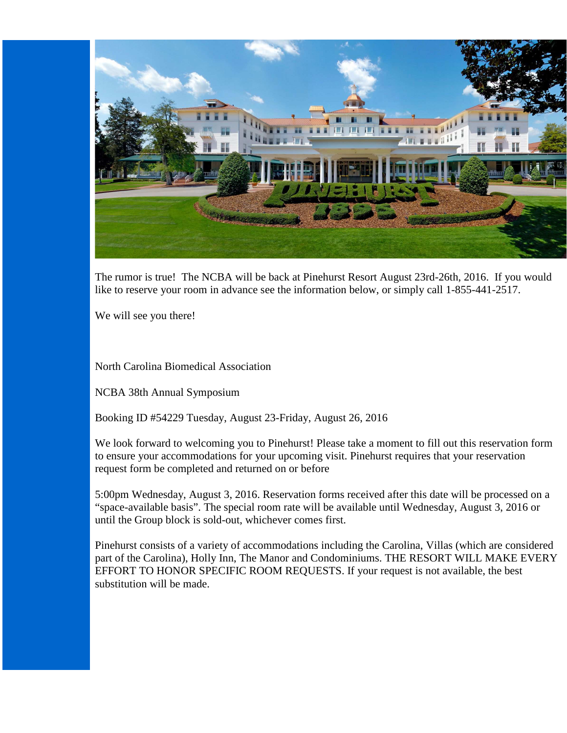The rumor is true! The NCBA will be back at Pinehurst Resort August 23rd-26th, 2016. If you would like to reserve your room in advance see the information below, or simply call 1-855-441-2517.

We will see you there!

North Carolina Biomedical Association

NCBA 38th Annual Symposium

Booking ID #54229 Tuesday, August 23-Friday, August 26, 2016

We look forward to welcoming you to Pinehurst! Please take a moment to fill out this reservation form to ensure your accommodations for your upcoming visit. Pinehurst requires that your reservation request form be completed and returned on or before

5:00pm Wednesday, August 3, 2016. Reservation forms received after this date will be processed on a "space-available basis". The special room rate will be available until Wednesday, August 3, 2016 or until the Group block is sold-out, whichever comes first.

Pinehurst consists of a variety of accommodations including the Carolina, Villas (which are considered part of the Carolina), Holly Inn, The Manor and Condominiums. THE RESORT WILL MAKE EVERY EFFORT TO HONOR SPECIFIC ROOM REQUESTS. If your request is not available, the best substitution will be made.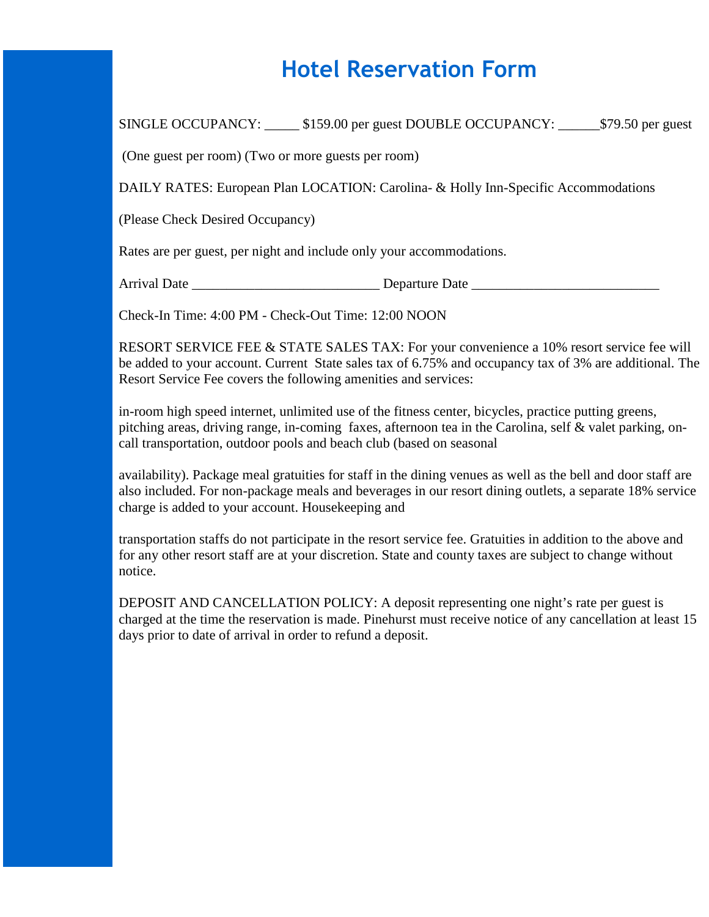# Hotel Reservation Form

SINGLE OCCUPANCY: _____ $159.00 per guest DOUBLE OCCUPANCY: ______$79.50 per guest

(One guest per room) (Two or more guests per room)

DAILY RATES: European Plan LOCATION: Carolina- & Holly Inn-Specific Accommodations

(Please Check Desired Occupancy)

Rates are per guest, per night and include only your accommodations.

Arrival Date ___________________________ Departure Date ___________________________

Check-In Time: 4:00 PM - Check-Out Time: 12:00 NOON

RESORT SERVICE FEE & STATE SALES TAX: For your convenience a 10% resort service fee will be added to your account. Current State sales tax of 6.75% and occupancy tax of 3% are additional. The Resort Service Fee covers the following amenities and services:

in-room high speed internet, unlimited use of the fitness center, bicycles, practice putting greens, pitching areas, driving range, in-coming faxes, afternoon tea in the Carolina, self & valet parking, on-call transportation, outdoor pools and beach club (based on seasonal

availability). Package meal gratuities for staff in the dining venues as well as the bell and door staff are also included. For non-package meals and beverages in our resort dining outlets, a separate 18% service charge is added to your account. Housekeeping and

transportation staffs do not participate in the resort service fee. Gratuities in addition to the above and for any other resort staff are at your discretion. State and county taxes are subject to change without notice.

DEPOSIT AND CANCELLATION POLICY: A deposit representing one night's rate per guest is charged at the time the reservation is made. Pinehurst must receive notice of any cancellation at least 15 days prior to date of arrival in order to refund a deposit.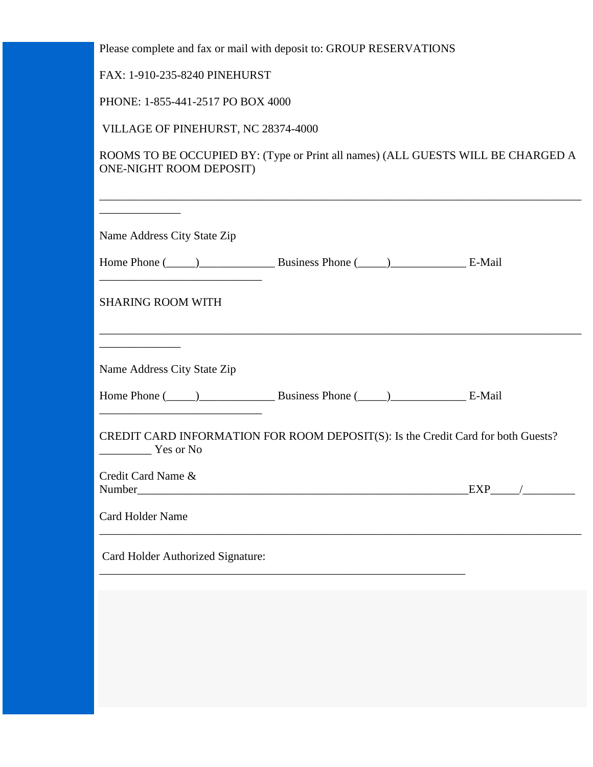Please complete and fax or mail with deposit to: GROUP RESERVATIONS

FAX: 1-910-235-8240 PINEHURST

PHONE: 1-855-441-2517 PO BOX 4000

VILLAGE OF PINEHURST, NC 28374-4000

ROOMS TO BE OCCUPIED BY: (Type or Print all names) (ALL GUESTS WILL BE CHARGED A ONE-NIGHT ROOM DEPOSIT)

______________________________________________________________________________ ____________

Name Address City State Zip

Home Phone (_____)_____________ Business Phone (_____)_____________ E-Mail ___________________________

SHARING ROOM WITH

______________________________________________________________________________ ____________

Name Address City State Zip

Home Phone (_____)_____________ Business Phone (_____)_____________ E-Mail ___________________________

CREDIT CARD INFORMATION FOR ROOM DEPOSIT(S): Is the Credit Card for both Guests? _________ Yes or No

Credit Card Name & Number___________________________________________________________EXP_____/_________

Card Holder Name ______________________________________________________________________________

Card Holder Authorized Signature: ____________________________________________________________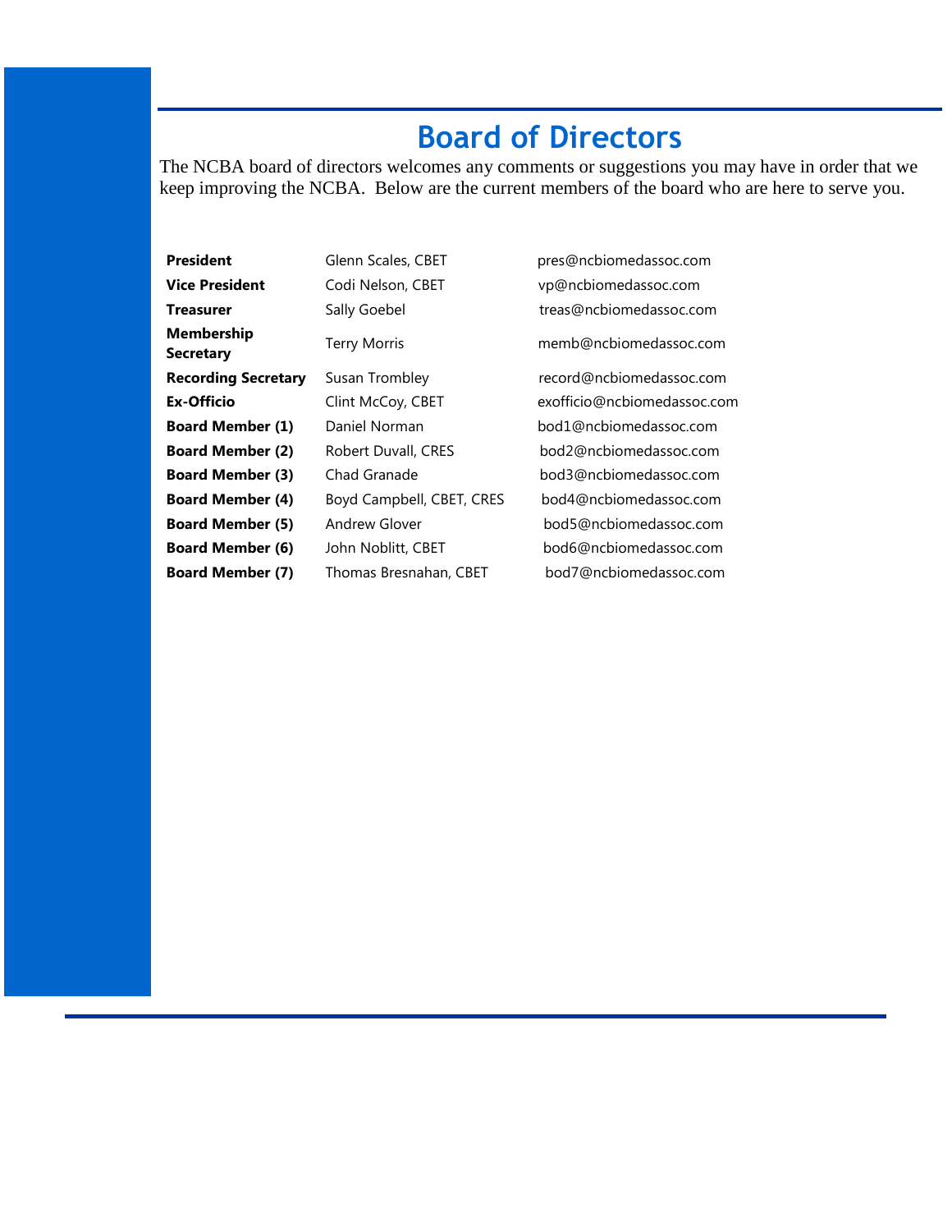# Board of Directors

The NCBA board of directors welcomes any comments or suggestions you may have in order that we keep improving the NCBA. Below are the current members of the board who are here to serve you.

| | | |
|---|---|---|
| **President** | Glenn Scales, CBET | pres@ncbiomedassoc.com |
| **Vice President** | Codi Nelson, CBET | vp@ncbiomedassoc.com |
| **Treasurer** | Sally Goebel | treas@ncbiomedassoc.com |
| **Membership Secretary** | Terry Morris | memb@ncbiomedassoc.com |
| **Recording Secretary** | Susan Trombley | record@ncbiomedassoc.com |
| **Ex-Officio** | Clint McCoy, CBET | exofficio@ncbiomedassoc.com |
| **Board Member (1)** | Daniel Norman | bod1@ncbiomedassoc.com |
| **Board Member (2)** | Robert Duvall, CRES | bod2@ncbiomedassoc.com |
| **Board Member (3)** | Chad Granade | bod3@ncbiomedassoc.com |
| **Board Member (4)** | Boyd Campbell, CBET, CRES | bod4@ncbiomedassoc.com |
| **Board Member (5)** | Andrew Glover | bod5@ncbiomedassoc.com |
| **Board Member (6)** | John Noblitt, CBET | bod6@ncbiomedassoc.com |
| **Board Member (7)** | Thomas Bresnahan, CBET | bod7@ncbiomedassoc.com |